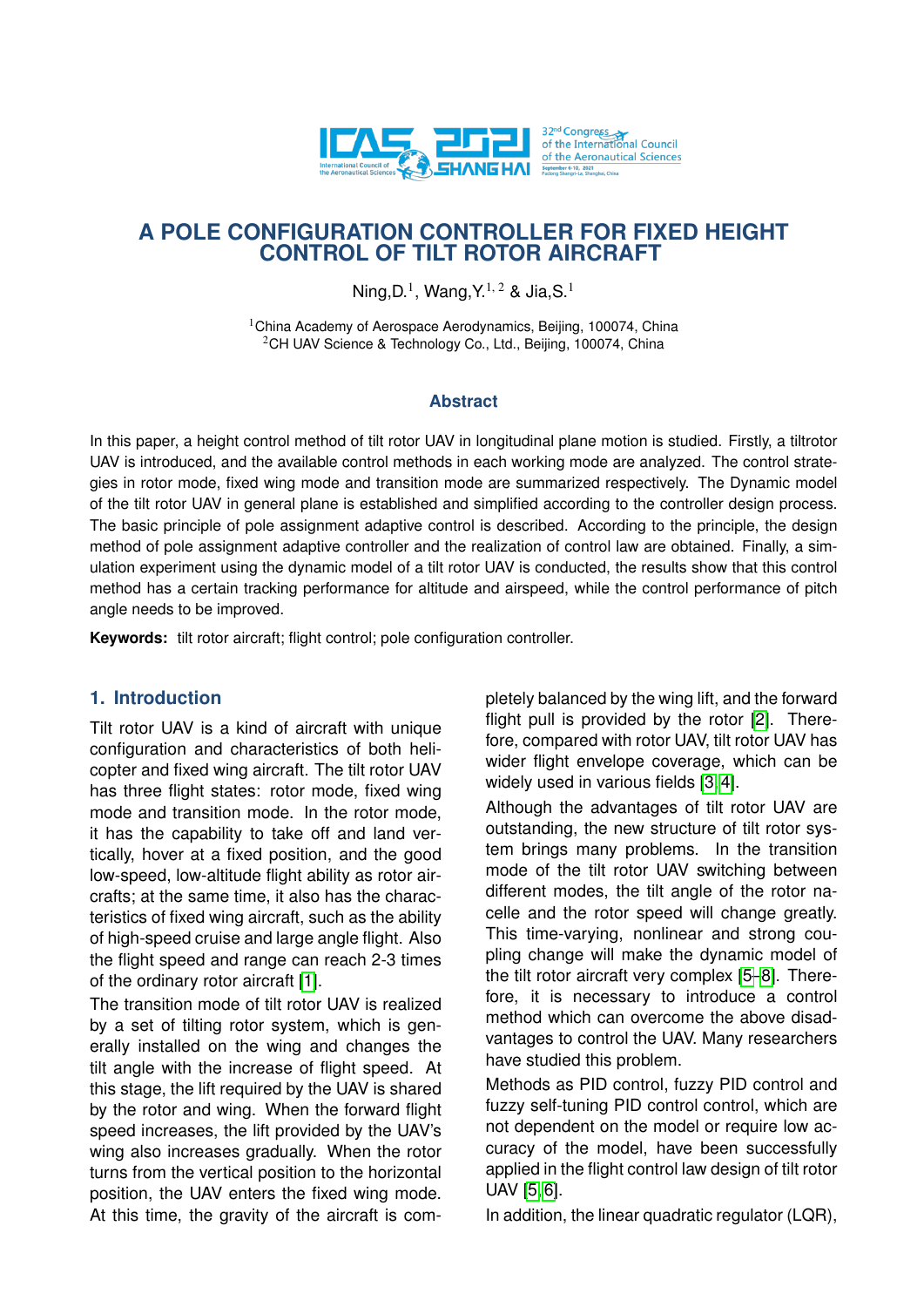# A POLE CONFIGURATION CONTROLLER FOR FIXED HEIGHT CONTROL OF TILT ROTOR AIRCRAFT

Ning,D.[1], Wang,Y.[1,2] & Jia,S.[1]

[1]China Academy of Aerospace Aerodynamics, Beijing, 100074, China
[2]CH UAV Science & Technology Co., Ltd., Beijing, 100074, China

## Abstract

In this paper, a height control method of tilt rotor UAV in longitudinal plane motion is studied. Firstly, a tiltrotor UAV is introduced, and the available control methods in each working mode are analyzed. The control strategies in rotor mode, fixed wing mode and transition mode are summarized respectively. The Dynamic model of the tilt rotor UAV in general plane is established and simplified according to the controller design process. The basic principle of pole assignment adaptive control is described. According to the principle, the design method of pole assignment adaptive controller and the realization of control law are obtained. Finally, a simulation experiment using the dynamic model of a tilt rotor UAV is conducted, the results show that this control method has a certain tracking performance for altitude and airspeed, while the control performance of pitch angle needs to be improved.

**Keywords:** tilt rotor aircraft; flight control; pole configuration controller.

## 1. Introduction

Tilt rotor UAV is a kind of aircraft with unique configuration and characteristics of both helicopter and fixed wing aircraft. The tilt rotor UAV has three flight states: rotor mode, fixed wing mode and transition mode. In the rotor mode, it has the capability to take off and land vertically, hover at a fixed position, and the good low-speed, low-altitude flight ability as rotor aircrafts; at the same time, it also has the characteristics of fixed wing aircraft, such as the ability of high-speed cruise and large angle flight. Also the flight speed and range can reach 2-3 times of the ordinary rotor aircraft [1].

The transition mode of tilt rotor UAV is realized by a set of tilting rotor system, which is generally installed on the wing and changes the tilt angle with the increase of flight speed. At this stage, the lift required by the UAV is shared by the rotor and wing. When the forward flight speed increases, the lift provided by the UAV's wing also increases gradually. When the rotor turns from the vertical position to the horizontal position, the UAV enters the fixed wing mode. At this time, the gravity of the aircraft is completely balanced by the wing lift, and the forward flight pull is provided by the rotor [2]. Therefore, compared with rotor UAV, tilt rotor UAV has wider flight envelope coverage, which can be widely used in various fields [3,4].

Although the advantages of tilt rotor UAV are outstanding, the new structure of tilt rotor system brings many problems. In the transition mode of the tilt rotor UAV switching between different modes, the tilt angle of the rotor nacelle and the rotor speed will change greatly. This time-varying, nonlinear and strong coupling change will make the dynamic model of the tilt rotor aircraft very complex [5–8]. Therefore, it is necessary to introduce a control method which can overcome the above disadvantages to control the UAV. Many researchers have studied this problem.

Methods as PID control, fuzzy PID control and fuzzy self-tuning PID control control, which are not dependent on the model or require low accuracy of the model, have been successfully applied in the flight control law design of tilt rotor UAV [5,6].

In addition, the linear quadratic regulator (LQR),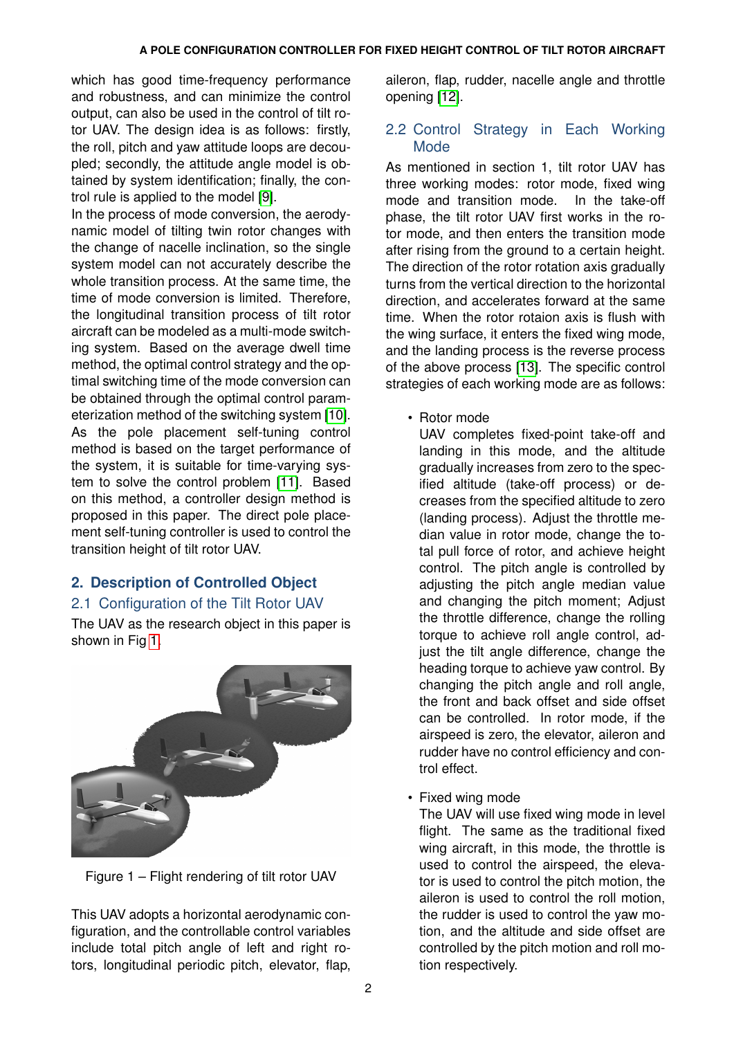which has good time-frequency performance and robustness, and can minimize the control output, can also be used in the control of tilt rotor UAV. The design idea is as follows: firstly, the roll, pitch and yaw attitude loops are decoupled; secondly, the attitude angle model is obtained by system identification; finally, the control rule is applied to the model [9].

In the process of mode conversion, the aerodynamic model of tilting twin rotor changes with the change of nacelle inclination, so the single system model can not accurately describe the whole transition process. At the same time, the time of mode conversion is limited. Therefore, the longitudinal transition process of tilt rotor aircraft can be modeled as a multi-mode switching system. Based on the average dwell time method, the optimal control strategy and the optimal switching time of the mode conversion can be obtained through the optimal control parameterization method of the switching system [10]. As the pole placement self-tuning control method is based on the target performance of the system, it is suitable for time-varying system to solve the control problem [11]. Based on this method, a controller design method is proposed in this paper. The direct pole placement self-tuning controller is used to control the transition height of tilt rotor UAV.

## 2. Description of Controlled Object

### 2.1 Configuration of the Tilt Rotor UAV

The UAV as the research object in this paper is shown in Fig 1.

Figure 1 – Flight rendering of tilt rotor UAV

This UAV adopts a horizontal aerodynamic configuration, and the controllable control variables include total pitch angle of left and right rotors, longitudinal periodic pitch, elevator, flap, aileron, flap, rudder, nacelle angle and throttle opening [12].

### 2.2 Control Strategy in Each Working Mode

As mentioned in section 1, tilt rotor UAV has three working modes: rotor mode, fixed wing mode and transition mode. In the take-off phase, the tilt rotor UAV first works in the rotor mode, and then enters the transition mode after rising from the ground to a certain height. The direction of the rotor rotation axis gradually turns from the vertical direction to the horizontal direction, and accelerates forward at the same time. When the rotor rotaion axis is flush with the wing surface, it enters the fixed wing mode, and the landing process is the reverse process of the above process [13]. The specific control strategies of each working mode are as follows:

- Rotor mode
  UAV completes fixed-point take-off and landing in this mode, and the altitude gradually increases from zero to the specified altitude (take-off process) or decreases from the specified altitude to zero (landing process). Adjust the throttle median value in rotor mode, change the total pull force of rotor, and achieve height control. The pitch angle is controlled by adjusting the pitch angle median value and changing the pitch moment; Adjust the throttle difference, change the rolling torque to achieve roll angle control, adjust the tilt angle difference, change the heading torque to achieve yaw control. By changing the pitch angle and roll angle, the front and back offset and side offset can be controlled. In rotor mode, if the airspeed is zero, the elevator, aileron and rudder have no control efficiency and control effect.

- Fixed wing mode
  The UAV will use fixed wing mode in level flight. The same as the traditional fixed wing aircraft, in this mode, the throttle is used to control the airspeed, the elevator is used to control the pitch motion, the aileron is used to control the roll motion, the rudder is used to control the yaw motion, and the altitude and side offset are controlled by the pitch motion and roll motion respectively.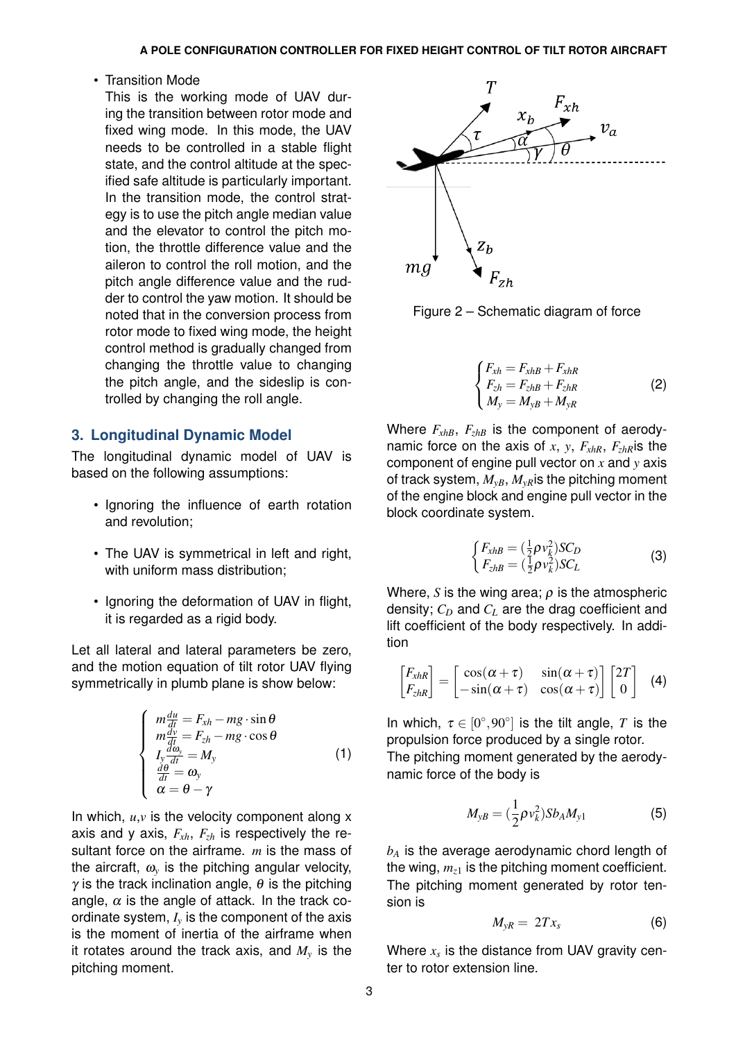- Transition Mode
  This is the working mode of UAV during the transition between rotor mode and fixed wing mode. In this mode, the UAV needs to be controlled in a stable flight state, and the control altitude at the specified safe altitude is particularly important. In the transition mode, the control strategy is to use the pitch angle median value and the elevator to control the pitch motion, the throttle difference value and the aileron to control the roll motion, and the pitch angle difference value and the rudder to control the yaw motion. It should be noted that in the conversion process from rotor mode to fixed wing mode, the height control method is gradually changed from changing the throttle value to changing the pitch angle, and the sideslip is controlled by changing the roll angle.

## 3. Longitudinal Dynamic Model

The longitudinal dynamic model of UAV is based on the following assumptions:

- Ignoring the influence of earth rotation and revolution;
- The UAV is symmetrical in left and right, with uniform mass distribution;
- Ignoring the deformation of UAV in flight, it is regarded as a rigid body.

Let all lateral and lateral parameters be zero, and the motion equation of tilt rotor UAV flying symmetrically in plumb plane is show below:

$$\begin{cases} m\frac{du}{dt} = F_{xh} - mg \cdot \sin\theta \\ m\frac{dv}{dt} = F_{zh} - mg \cdot \cos\theta \\ I_y\frac{d\omega_y}{dt} = M_y \\ \frac{d\theta}{dt} = \omega_y \\ \alpha = \theta - \gamma \end{cases} \quad (1)$$

In which, $u$,$v$ is the velocity component along x axis and y axis, $F_{xh}$, $F_{zh}$ is respectively the resultant force on the airframe. $m$ is the mass of the aircraft, $\omega_y$ is the pitching angular velocity, $\gamma$ is the track inclination angle, $\theta$ is the pitching angle, $\alpha$ is the angle of attack. In the track coordinate system, $I_y$ is the component of the axis is the moment of inertia of the airframe when it rotates around the track axis, and $M_y$ is the pitching moment.

Figure 2 – Schematic diagram of force

$$\begin{cases} F_{xh} = F_{xhB} + F_{xhR} \\ F_{zh} = F_{zhB} + F_{zhR} \\ M_y = M_{yB} + M_{yR} \end{cases} \quad (2)$$

Where $F_{xhB}$, $F_{zhB}$ is the component of aerodynamic force on the axis of $x$, $y$, $F_{xhR}$, $F_{zhR}$is the component of engine pull vector on $x$ and $y$ axis of track system, $M_{yB}$, $M_{yR}$is the pitching moment of the engine block and engine pull vector in the block coordinate system.

$$\begin{cases} F_{xhB} = (\frac{1}{2}\rho v_k^2)SC_D \\ F_{zhB} = (\frac{1}{2}\rho v_k^2)SC_L \end{cases} \quad (3)$$

Where, $S$ is the wing area; $\rho$ is the atmospheric density; $C_D$ and $C_L$ are the drag coefficient and lift coefficient of the body respectively. In addition

$$\begin{bmatrix} F_{xhR} \\ F_{zhR} \end{bmatrix} = \begin{bmatrix} \cos(\alpha+\tau) & \sin(\alpha+\tau) \\ -\sin(\alpha+\tau) & \cos(\alpha+\tau) \end{bmatrix} \begin{bmatrix} 2T \\ 0 \end{bmatrix} \quad (4)$$

In which, $\tau \in [0^\circ, 90^\circ]$ is the tilt angle, $T$ is the propulsion force produced by a single rotor.
The pitching moment generated by the aerodynamic force of the body is

$$M_{yB} = (\frac{1}{2}\rho v_k^2)Sb_A M_{y1} \quad (5)$$

$b_A$ is the average aerodynamic chord length of the wing, $m_{z1}$ is the pitching moment coefficient. The pitching moment generated by rotor tension is

$$M_{yR} = 2Tx_s \quad (6)$$

Where $x_s$ is the distance from UAV gravity center to rotor extension line.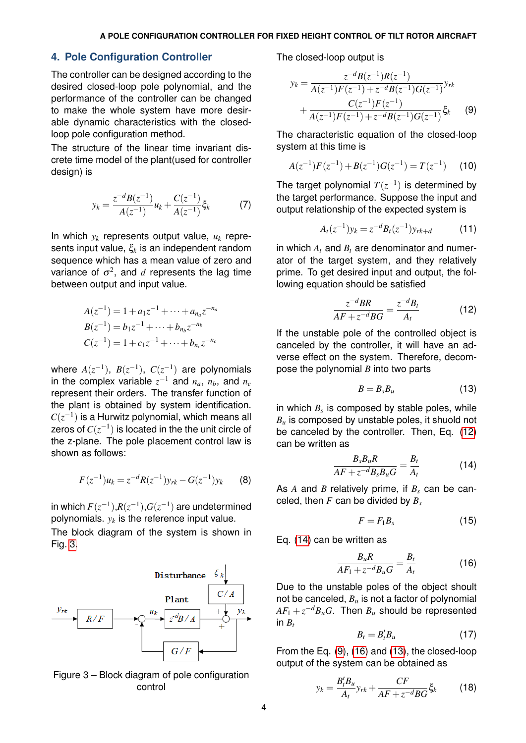## 4. Pole Configuration Controller

The controller can be designed according to the desired closed-loop pole polynomial, and the performance of the controller can be changed to make the whole system have more desirable dynamic characteristics with the closed-loop pole configuration method.

The structure of the linear time invariant discrete time model of the plant(used for controller design) is

$$y_k = \frac{z^{-d}B(z^{-1})}{A(z^{-1})}u_k + \frac{C(z^{-1})}{A(z^{-1})}\xi_k \tag{7}$$

In which $y_k$ represents output value, $u_k$ represents input value, $\xi_k$ is an independent random sequence which has a mean value of zero and variance of $\sigma^2$, and $d$ represents the lag time between output and input value.

$$A(z^{-1}) = 1 + a_1 z^{-1} + \cdots + a_{n_a} z^{-n_a}$$
$$B(z^{-1}) = b_1 z^{-1} + \cdots + b_{n_b} z^{-n_b}$$
$$C(z^{-1}) = 1 + c_1 z^{-1} + \cdots + b_{n_c} z^{-n_c}$$

where $A(z^{-1})$, $B(z^{-1})$, $C(z^{-1})$ are polynomials in the complex variable $z^{-1}$ and $n_a$, $n_b$, and $n_c$ represent their orders. The transfer function of the plant is obtained by system identification. $C(z^{-1})$ is a Hurwitz polynomial, which means all zeros of $C(z^{-1})$ is located in the the unit circle of the z-plane. The pole placement control law is shown as follows:

$$F(z^{-1})u_k = z^{-d}R(z^{-1})y_{rk} - G(z^{-1})y_k \tag{8}$$

in which $F(z^{-1})$,$R(z^{-1})$,$G(z^{-1})$ are undetermined polynomials. $y_k$ is the reference input value.

The block diagram of the system is shown in Fig. 3.

Figure 3 – Block diagram of pole configuration control

The closed-loop output is

$$y_k = \frac{z^{-d}B(z^{-1})R(z^{-1})}{A(z^{-1})F(z^{-1}) + z^{-d}B(z^{-1})G(z^{-1})}y_{rk} + \frac{C(z^{-1})F(z^{-1})}{A(z^{-1})F(z^{-1}) + z^{-d}B(z^{-1})G(z^{-1})}\xi_k \tag{9}$$

The characteristic equation of the closed-loop system at this time is

$$A(z^{-1})F(z^{-1}) + B(z^{-1})G(z^{-1}) = T(z^{-1}) \tag{10}$$

The target polynomial $T(z^{-1})$ is determined by the target performance. Suppose the input and output relationship of the expected system is

$$A_t(z^{-1})y_k = z^{-d}B_t(z^{-1})y_{rk+d} \tag{11}$$

in which $A_t$ and $B_t$ are denominator and numerator of the target system, and they relatively prime. To get desired input and output, the following equation should be satisfied

$$\frac{z^{-d}BR}{AF + z^{-d}BG} = \frac{z^{-d}B_t}{A_t} \tag{12}$$

If the unstable pole of the controlled object is canceled by the controller, it will have an adverse effect on the system. Therefore, decompose the polynomial $B$ into two parts

$$B = B_s B_u \tag{13}$$

in which $B_s$ is composed by stable poles, while $B_u$ is composed by unstable poles, it shuold not be canceled by the controller. Then, Eq. (12) can be written as

$$\frac{B_s B_u R}{AF + z^{-d}B_s B_u G} = \frac{B_t}{A_t} \tag{14}$$

As $A$ and $B$ relatively prime, if $B_s$ can be canceled, then $F$ can be divided by $B_s$

$$F = F_1 B_s \tag{15}$$

Eq. (14) can be written as

$$\frac{B_u R}{AF_1 + z^{-d}B_u G} = \frac{B_t}{A_t} \tag{16}$$

Due to the unstable poles of the object shoult not be canceled, $B_u$ is not a factor of polynomial $AF_1 + z^{-d}B_u G$. Then $B_u$ should be represented in $B_t$

$$B_t = B_t' B_u \tag{17}$$

From the Eq. (9), (16) and (13), the closed-loop output of the system can be obtained as

$$y_k = \frac{B_t' B_u}{A_t}y_{rk} + \frac{CF}{AF + z^{-d}BG}\xi_k \tag{18}$$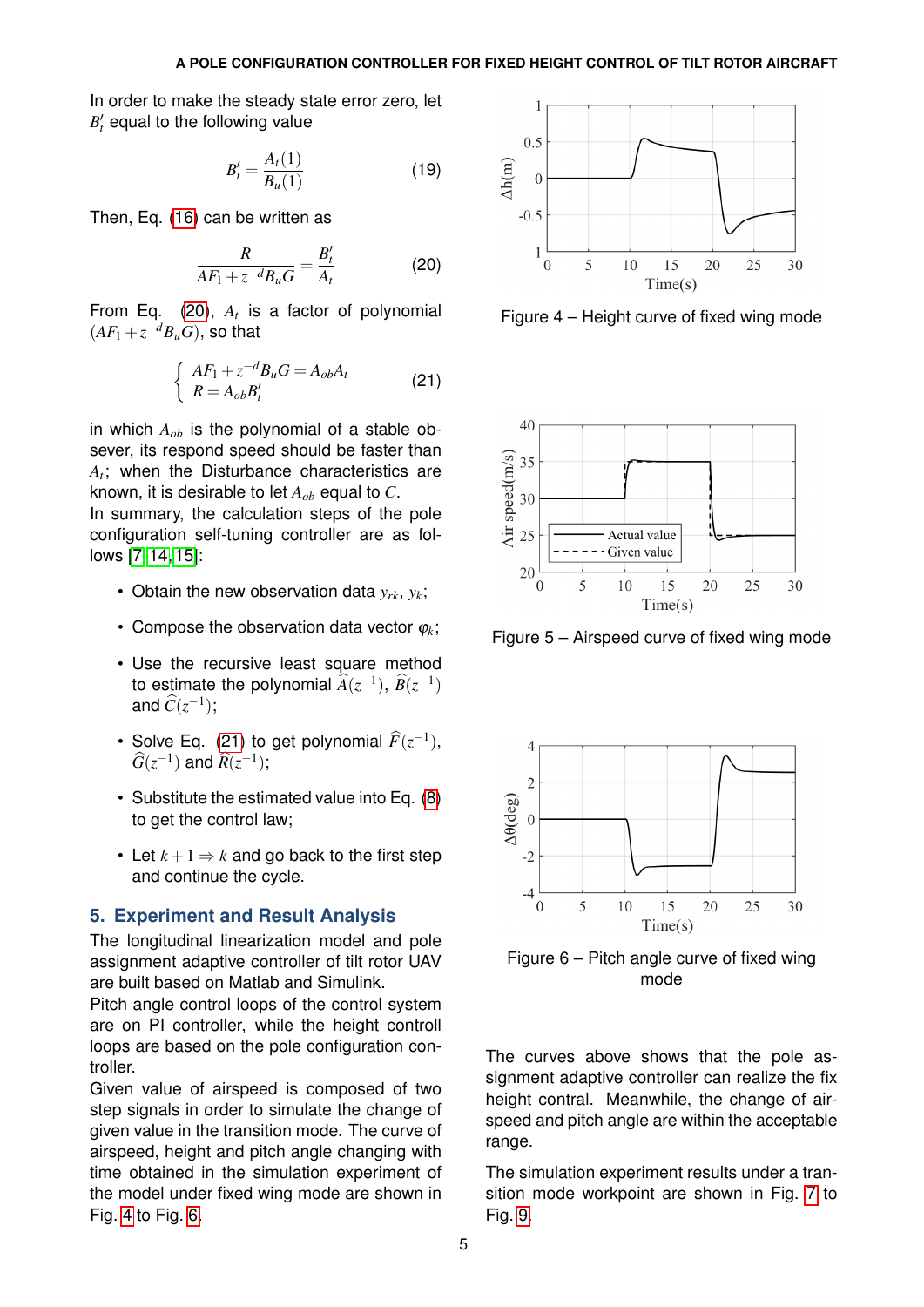In order to make the steady state error zero, let $B_t'$ equal to the following value

$$B_t' = \frac{A_t(1)}{B_u(1)} \tag{19}$$

Then, Eq. (16) can be written as

$$\frac{R}{AF_1 + z^{-d}B_uG} = \frac{B_t'}{A_t} \tag{20}$$

From Eq. (20), $A_t$ is a factor of polynomial $(AF_1 + z^{-d}B_uG)$, so that

$$\begin{cases} AF_1 + z^{-d}B_uG = A_{ob}A_t \\ R = A_{ob}B_t' \end{cases} \tag{21}$$

in which $A_{ob}$ is the polynomial of a stable obsever, its respond speed should be faster than $A_t$; when the Disturbance characteristics are known, it is desirable to let $A_{ob}$ equal to $C$.

In summary, the calculation steps of the pole configuration self-tuning controller are as follows [7, 14, 15]:

- Obtain the new observation data $y_{rk}$, $y_k$;
- Compose the observation data vector $\varphi_k$;
- Use the recursive least square method to estimate the polynomial $\widehat{A}(z^{-1})$, $\widehat{B}(z^{-1})$ and $\widehat{C}(z^{-1})$;
- Solve Eq. (21) to get polynomial $\widehat{F}(z^{-1})$, $\widehat{G}(z^{-1})$ and $\widehat{R}(z^{-1})$;
- Substitute the estimated value into Eq. (8) to get the control law;
- Let $k+1 \Rightarrow k$ and go back to the first step and continue the cycle.

## 5. Experiment and Result Analysis

The longitudinal linearization model and pole assignment adaptive controller of tilt rotor UAV are built based on Matlab and Simulink.

Pitch angle control loops of the control system are on PI controller, while the height controll loops are based on the pole configuration controller.

Given value of airspeed is composed of two step signals in order to simulate the change of given value in the transition mode. The curve of airspeed, height and pitch angle changing with time obtained in the simulation experiment of the model under fixed wing mode are shown in Fig. 4 to Fig. 6.

Figure 4 – Height curve of fixed wing mode

Figure 5 – Airspeed curve of fixed wing mode

Figure 6 – Pitch angle curve of fixed wing mode

The curves above shows that the pole assignment adaptive controller can realize the fix height contral. Meanwhile, the change of airspeed and pitch angle are within the acceptable range.

The simulation experiment results under a transition mode workpoint are shown in Fig. 7 to Fig. 9.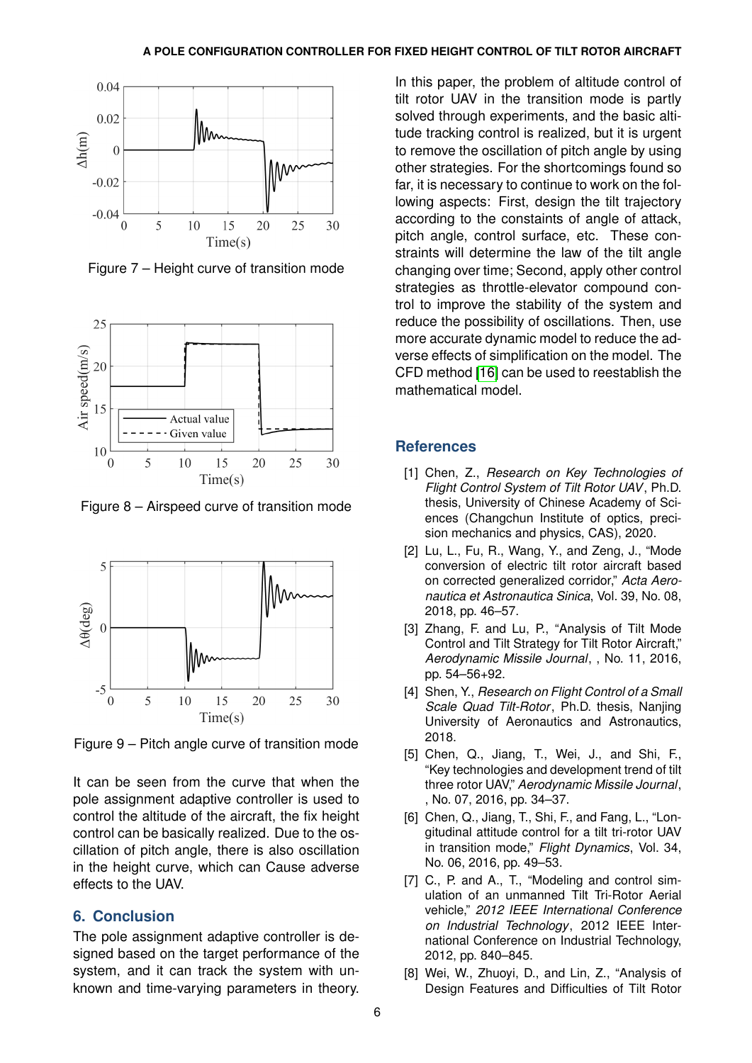Figure 7 – Height curve of transition mode

Figure 8 – Airspeed curve of transition mode

Figure 9 – Pitch angle curve of transition mode

It can be seen from the curve that when the pole assignment adaptive controller is used to control the altitude of the aircraft, the fix height control can be basically realized. Due to the oscillation of pitch angle, there is also oscillation in the height curve, which can Cause adverse effects to the UAV.

## 6. Conclusion

The pole assignment adaptive controller is designed based on the target performance of the system, and it can track the system with unknown and time-varying parameters in theory. In this paper, the problem of altitude control of tilt rotor UAV in the transition mode is partly solved through experiments, and the basic altitude tracking control is realized, but it is urgent to remove the oscillation of pitch angle by using other strategies. For the shortcomings found so far, it is necessary to continue to work on the following aspects: First, design the tilt trajectory according to the constaints of angle of attack, pitch angle, control surface, etc. These constraints will determine the law of the tilt angle changing over time; Second, apply other control strategies as throttle-elevator compound control to improve the stability of the system and reduce the possibility of oscillations. Then, use more accurate dynamic model to reduce the adverse effects of simplification on the model. The CFD method [16] can be used to reestablish the mathematical model.

## References

[1] Chen, Z., *Research on Key Technologies of Flight Control System of Tilt Rotor UAV*, Ph.D. thesis, University of Chinese Academy of Sciences (Changchun Institute of optics, precision mechanics and physics, CAS), 2020.

[2] Lu, L., Fu, R., Wang, Y., and Zeng, J., "Mode conversion of electric tilt rotor aircraft based on corrected generalized corridor," *Acta Aeronautica et Astronautica Sinica*, Vol. 39, No. 08, 2018, pp. 46–57.

[3] Zhang, F. and Lu, P., "Analysis of Tilt Mode Control and Tilt Strategy for Tilt Rotor Aircraft," *Aerodynamic Missile Journal*, , No. 11, 2016, pp. 54–56+92.

[4] Shen, Y., *Research on Flight Control of a Small Scale Quad Tilt-Rotor*, Ph.D. thesis, Nanjing University of Aeronautics and Astronautics, 2018.

[5] Chen, Q., Jiang, T., Wei, J., and Shi, F., "Key technologies and development trend of tilt three rotor UAV," *Aerodynamic Missile Journal*, , No. 07, 2016, pp. 34–37.

[6] Chen, Q., Jiang, T., Shi, F., and Fang, L., "Longitudinal attitude control for a tilt tri-rotor UAV in transition mode," *Flight Dynamics*, Vol. 34, No. 06, 2016, pp. 49–53.

[7] C., P. and A., T., "Modeling and control simulation of an unmanned Tilt Tri-Rotor Aerial vehicle," *2012 IEEE International Conference on Industrial Technology*, 2012 IEEE International Conference on Industrial Technology, 2012, pp. 840–845.

[8] Wei, W., Zhuoyi, D., and Lin, Z., "Analysis of Design Features and Difficulties of Tilt Rotor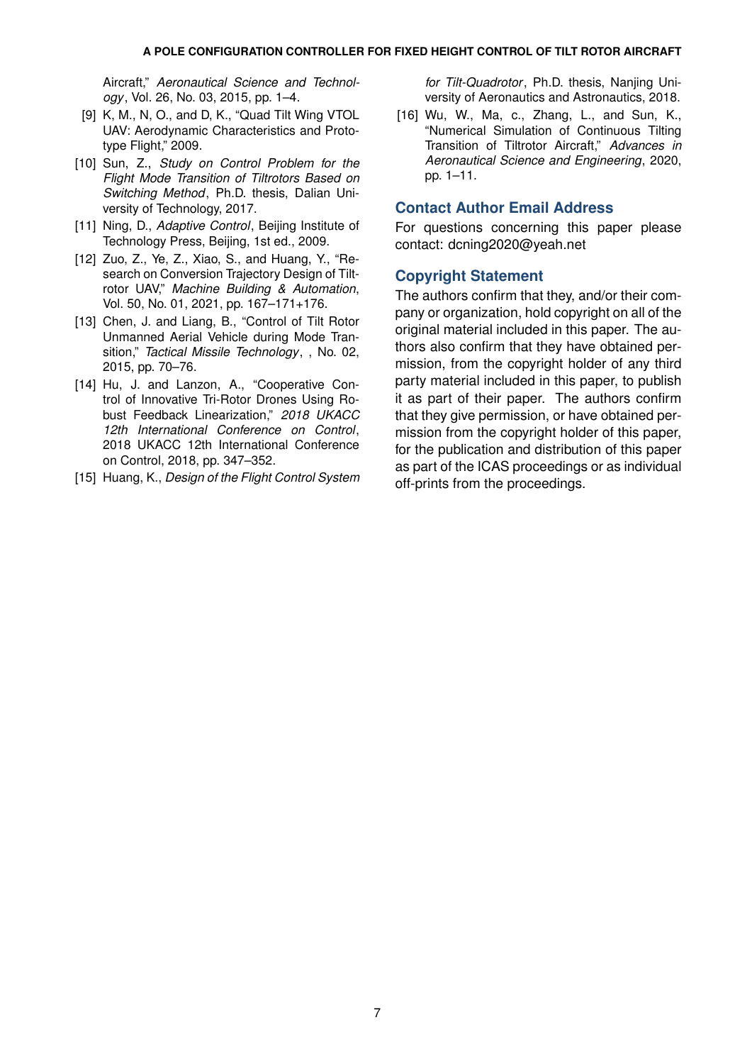Aircraft," *Aeronautical Science and Technology*, Vol. 26, No. 03, 2015, pp. 1–4.

[9] K, M., N, O., and D, K., "Quad Tilt Wing VTOL UAV: Aerodynamic Characteristics and Prototype Flight," 2009.

[10] Sun, Z., *Study on Control Problem for the Flight Mode Transition of Tiltrotors Based on Switching Method*, Ph.D. thesis, Dalian University of Technology, 2017.

[11] Ning, D., *Adaptive Control*, Beijing Institute of Technology Press, Beijing, 1st ed., 2009.

[12] Zuo, Z., Ye, Z., Xiao, S., and Huang, Y., "Research on Conversion Trajectory Design of Tiltrotor UAV," *Machine Building & Automation*, Vol. 50, No. 01, 2021, pp. 167–171+176.

[13] Chen, J. and Liang, B., "Control of Tilt Rotor Unmanned Aerial Vehicle during Mode Transition," *Tactical Missile Technology*, , No. 02, 2015, pp. 70–76.

[14] Hu, J. and Lanzon, A., "Cooperative Control of Innovative Tri-Rotor Drones Using Robust Feedback Linearization," *2018 UKACC 12th International Conference on Control*, 2018 UKACC 12th International Conference on Control, 2018, pp. 347–352.

[15] Huang, K., *Design of the Flight Control System for Tilt-Quadrotor*, Ph.D. thesis, Nanjing University of Aeronautics and Astronautics, 2018.

[16] Wu, W., Ma, c., Zhang, L., and Sun, K., "Numerical Simulation of Continuous Tilting Transition of Tiltrotor Aircraft," *Advances in Aeronautical Science and Engineering*, 2020, pp. 1–11.

## Contact Author Email Address

For questions concerning this paper please contact: dcning2020@yeah.net

## Copyright Statement

The authors confirm that they, and/or their company or organization, hold copyright on all of the original material included in this paper. The authors also confirm that they have obtained permission, from the copyright holder of any third party material included in this paper, to publish it as part of their paper. The authors confirm that they give permission, or have obtained permission from the copyright holder of this paper, for the publication and distribution of this paper as part of the ICAS proceedings or as individual off-prints from the proceedings.